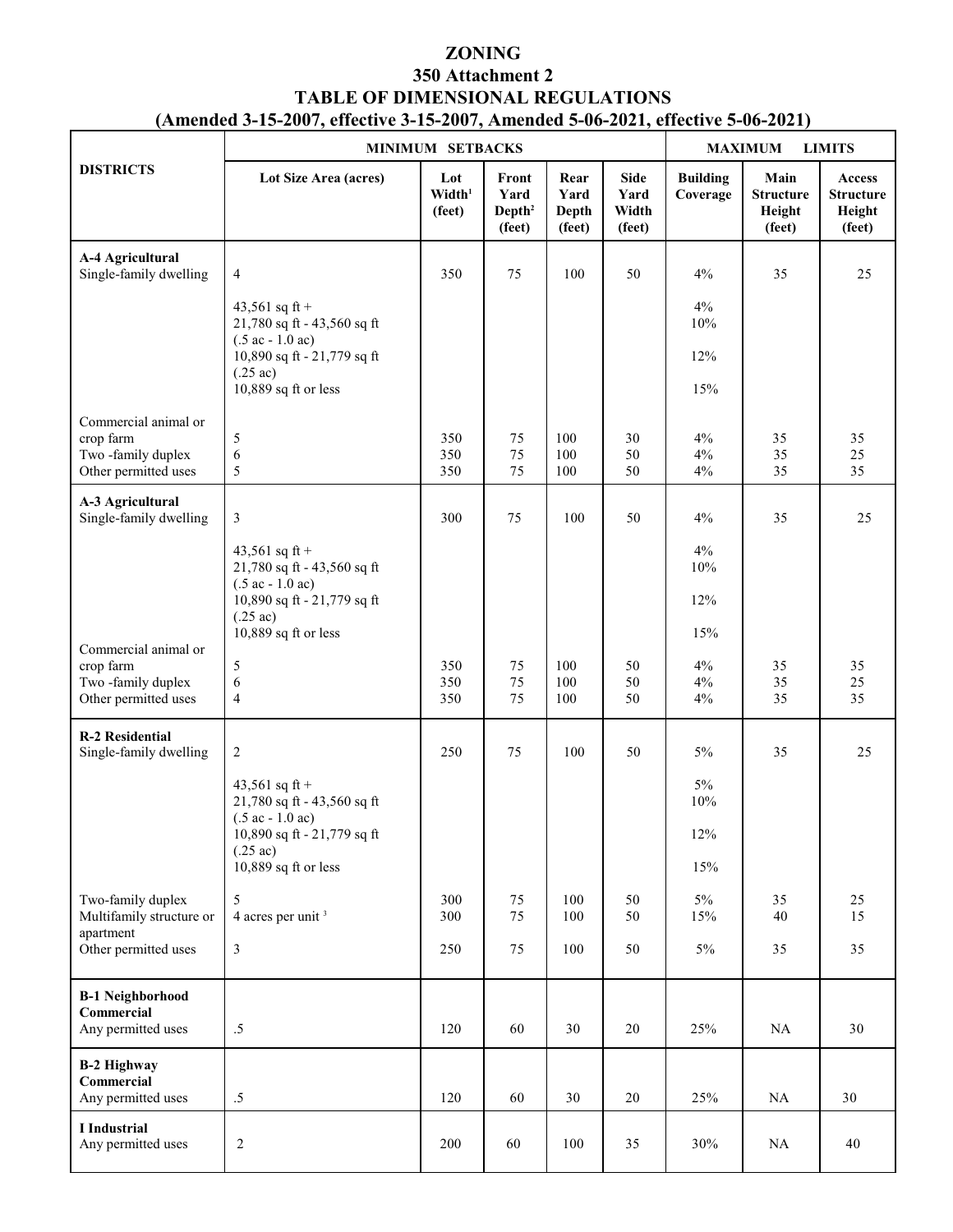# ZONING

## 350 Attachment 2

## TABLE OF DIMENSIONAL REGULATIONS

### (Amended 3-15-2007, effective 3-15-2007, Amended 5-06-2021, effective 5-06-2021)

| DISTRICTS | MINIMUM SETBACKS | | | | | MAXIMUM LIMITS | | |
|---|---|---|---|---|---|---|---|---|
| | Lot Size Area (acres) | Lot Width[1] (feet) | Front Yard Depth[2] (feet) | Rear Yard Depth (feet) | Side Yard Width (feet) | Building Coverage | Main Structure Height (feet) | Access Structure Height (feet) |
| **A-4 Agricultural** | | | | | | | | |
| Single-family dwelling | 4 | 350 | 75 | 100 | 50 | 4% | 35 | 25 |
| | 43,561 sq ft + | | | | | 4% | | |
| | 21,780 sq ft - 43,560 sq ft (.5 ac - 1.0 ac) | | | | | 10% | | |
| | 10,890 sq ft - 21,779 sq ft (.25 ac) | | | | | 12% | | |
| | 10,889 sq ft or less | | | | | 15% | | |
| Commercial animal or crop farm | 5 | 350 | 75 | 100 | 30 | 4% | 35 | 35 |
| Two -family duplex | 6 | 350 | 75 | 100 | 50 | 4% | 35 | 25 |
| Other permitted uses | 5 | 350 | 75 | 100 | 50 | 4% | 35 | 35 |
| **A-3 Agricultural** | | | | | | | | |
| Single-family dwelling | 3 | 300 | 75 | 100 | 50 | 4% | 35 | 25 |
| | 43,561 sq ft + | | | | | 4% | | |
| | 21,780 sq ft - 43,560 sq ft (.5 ac - 1.0 ac) | | | | | 10% | | |
| | 10,890 sq ft - 21,779 sq ft (.25 ac) | | | | | 12% | | |
| | 10,889 sq ft or less | | | | | 15% | | |
| Commercial animal or crop farm | 5 | 350 | 75 | 100 | 50 | 4% | 35 | 35 |
| Two -family duplex | 6 | 350 | 75 | 100 | 50 | 4% | 35 | 25 |
| Other permitted uses | 4 | 350 | 75 | 100 | 50 | 4% | 35 | 35 |
| **R-2 Residential** | | | | | | | | |
| Single-family dwelling | 2 | 250 | 75 | 100 | 50 | 5% | 35 | 25 |
| | 43,561 sq ft + | | | | | 5% | | |
| | 21,780 sq ft - 43,560 sq ft (.5 ac - 1.0 ac) | | | | | 10% | | |
| | 10,890 sq ft - 21,779 sq ft (.25 ac) | | | | | 12% | | |
| | 10,889 sq ft or less | | | | | 15% | | |
| Two-family duplex | 5 | 300 | 75 | 100 | 50 | 5% | 35 | 25 |
| Multifamily structure or apartment | 4 acres per unit [3] | 300 | 75 | 100 | 50 | 15% | 40 | 15 |
| Other permitted uses | 3 | 250 | 75 | 100 | 50 | 5% | 35 | 35 |
| **B-1 Neighborhood Commercial** | | | | | | | | |
| Any permitted uses | .5 | 120 | 60 | 30 | 20 | 25% | NA | 30 |
| **B-2 Highway Commercial** | | | | | | | | |
| Any permitted uses | .5 | 120 | 60 | 30 | 20 | 25% | NA | 30 |
| **I Industrial** | | | | | | | | |
| Any permitted uses | 2 | 200 | 60 | 100 | 35 | 30% | NA | 40 |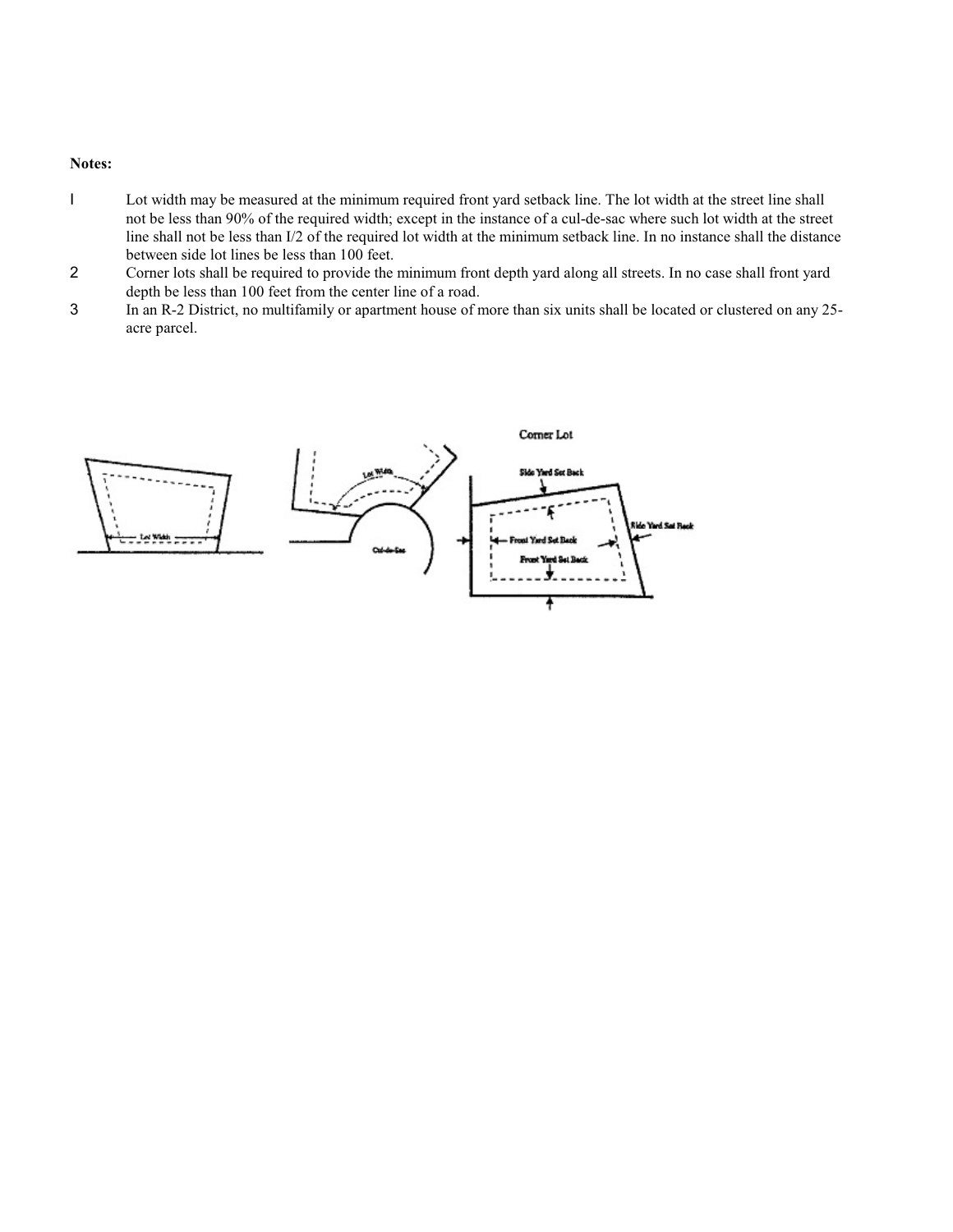**Notes:**

1. Lot width may be measured at the minimum required front yard setback line. The lot width at the street line shall not be less than 90% of the required width; except in the instance of a cul-de-sac where such lot width at the street line shall not be less than I/2 of the required lot width at the minimum setback line. In no instance shall the distance between side lot lines be less than 100 feet.
2. Corner lots shall be required to provide the minimum front depth yard along all streets. In no case shall front yard depth be less than 100 feet from the center line of a road.
3. In an R-2 District, no multifamily or apartment house of more than six units shall be located or clustered on any 25-acre parcel.

Lot Width

Lot Width

Cul-de-Sac

Corner Lot

Side Yard Set Back

Side Yard Set Back

Front Yard Set Back

Front Yard Set Back